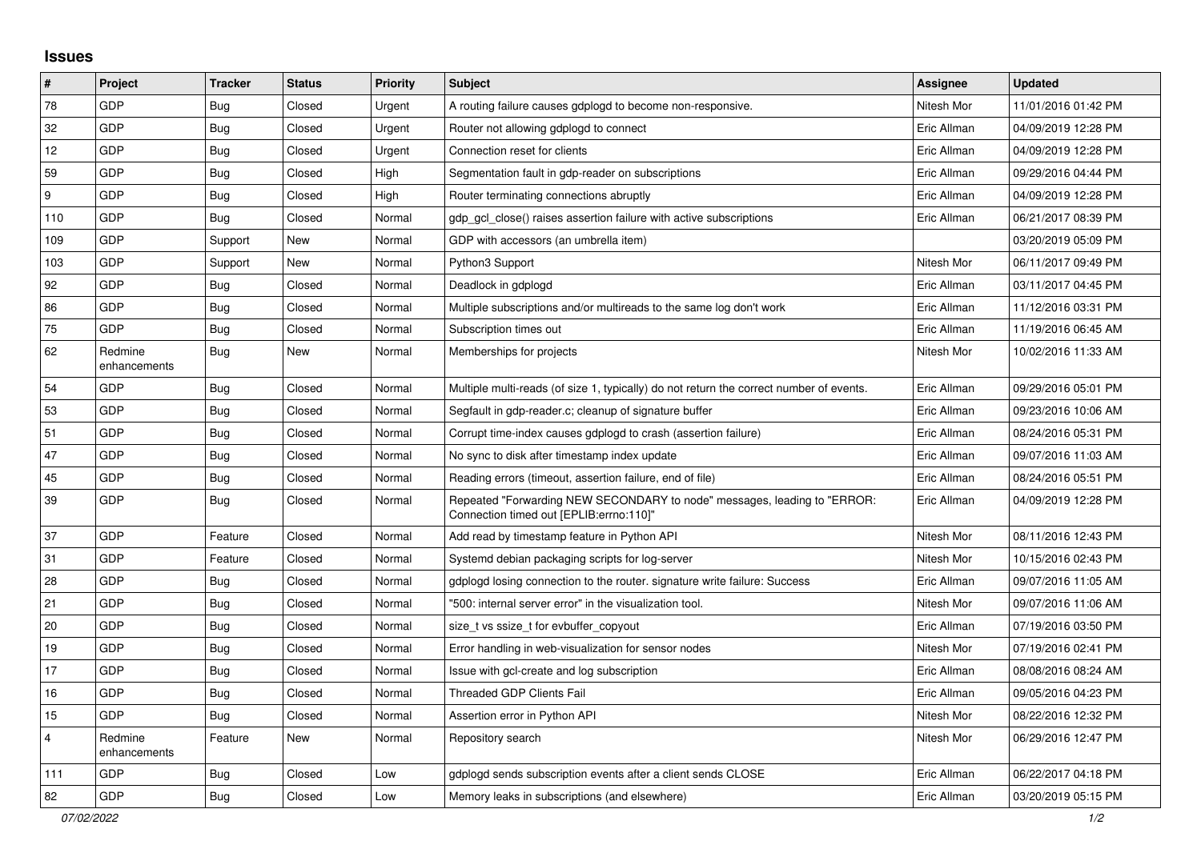## Issues

| # | Project | Tracker | Status | Priority | Subject | Assignee | Updated |
|---|---|---|---|---|---|---|---|
| 78 | GDP | Bug | Closed | Urgent | A routing failure causes gdplogd to become non-responsive. | Nitesh Mor | 11/01/2016 01:42 PM |
| 32 | GDP | Bug | Closed | Urgent | Router not allowing gdplogd to connect | Eric Allman | 04/09/2019 12:28 PM |
| 12 | GDP | Bug | Closed | Urgent | Connection reset for clients | Eric Allman | 04/09/2019 12:28 PM |
| 59 | GDP | Bug | Closed | High | Segmentation fault in gdp-reader on subscriptions | Eric Allman | 09/29/2016 04:44 PM |
| 9 | GDP | Bug | Closed | High | Router terminating connections abruptly | Eric Allman | 04/09/2019 12:28 PM |
| 110 | GDP | Bug | Closed | Normal | gdp_gcl_close() raises assertion failure with active subscriptions | Eric Allman | 06/21/2017 08:39 PM |
| 109 | GDP | Support | New | Normal | GDP with accessors (an umbrella item) | | 03/20/2019 05:09 PM |
| 103 | GDP | Support | New | Normal | Python3 Support | Nitesh Mor | 06/11/2017 09:49 PM |
| 92 | GDP | Bug | Closed | Normal | Deadlock in gdplogd | Eric Allman | 03/11/2017 04:45 PM |
| 86 | GDP | Bug | Closed | Normal | Multiple subscriptions and/or multireads to the same log don't work | Eric Allman | 11/12/2016 03:31 PM |
| 75 | GDP | Bug | Closed | Normal | Subscription times out | Eric Allman | 11/19/2016 06:45 AM |
| 62 | Redmine enhancements | Bug | New | Normal | Memberships for projects | Nitesh Mor | 10/02/2016 11:33 AM |
| 54 | GDP | Bug | Closed | Normal | Multiple multi-reads (of size 1, typically) do not return the correct number of events. | Eric Allman | 09/29/2016 05:01 PM |
| 53 | GDP | Bug | Closed | Normal | Segfault in gdp-reader.c; cleanup of signature buffer | Eric Allman | 09/23/2016 10:06 AM |
| 51 | GDP | Bug | Closed | Normal | Corrupt time-index causes gdplogd to crash (assertion failure) | Eric Allman | 08/24/2016 05:31 PM |
| 47 | GDP | Bug | Closed | Normal | No sync to disk after timestamp index update | Eric Allman | 09/07/2016 11:03 AM |
| 45 | GDP | Bug | Closed | Normal | Reading errors (timeout, assertion failure, end of file) | Eric Allman | 08/24/2016 05:51 PM |
| 39 | GDP | Bug | Closed | Normal | Repeated "Forwarding NEW SECONDARY to node" messages, leading to "ERROR: Connection timed out [EPLIB:errno:110]" | Eric Allman | 04/09/2019 12:28 PM |
| 37 | GDP | Feature | Closed | Normal | Add read by timestamp feature in Python API | Nitesh Mor | 08/11/2016 12:43 PM |
| 31 | GDP | Feature | Closed | Normal | Systemd debian packaging scripts for log-server | Nitesh Mor | 10/15/2016 02:43 PM |
| 28 | GDP | Bug | Closed | Normal | gdplogd losing connection to the router. signature write failure: Success | Eric Allman | 09/07/2016 11:05 AM |
| 21 | GDP | Bug | Closed | Normal | "500: internal server error" in the visualization tool. | Nitesh Mor | 09/07/2016 11:06 AM |
| 20 | GDP | Bug | Closed | Normal | size_t vs ssize_t for evbuffer_copyout | Eric Allman | 07/19/2016 03:50 PM |
| 19 | GDP | Bug | Closed | Normal | Error handling in web-visualization for sensor nodes | Nitesh Mor | 07/19/2016 02:41 PM |
| 17 | GDP | Bug | Closed | Normal | Issue with gcl-create and log subscription | Eric Allman | 08/08/2016 08:24 AM |
| 16 | GDP | Bug | Closed | Normal | Threaded GDP Clients Fail | Eric Allman | 09/05/2016 04:23 PM |
| 15 | GDP | Bug | Closed | Normal | Assertion error in Python API | Nitesh Mor | 08/22/2016 12:32 PM |
| 4 | Redmine enhancements | Feature | New | Normal | Repository search | Nitesh Mor | 06/29/2016 12:47 PM |
| 111 | GDP | Bug | Closed | Low | gdplogd sends subscription events after a client sends CLOSE | Eric Allman | 06/22/2017 04:18 PM |
| 82 | GDP | Bug | Closed | Low | Memory leaks in subscriptions (and elsewhere) | Eric Allman | 03/20/2019 05:15 PM |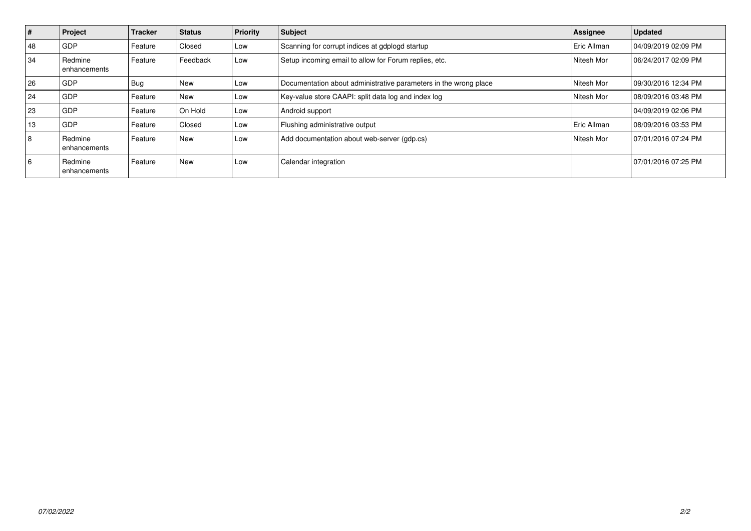| # | Project | Tracker | Status | Priority | Subject | Assignee | Updated |
|---|---|---|---|---|---|---|---|
| 48 | GDP | Feature | Closed | Low | Scanning for corrupt indices at gdplogd startup | Eric Allman | 04/09/2019 02:09 PM |
| 34 | Redmine enhancements | Feature | Feedback | Low | Setup incoming email to allow for Forum replies, etc. | Nitesh Mor | 06/24/2017 02:09 PM |
| 26 | GDP | Bug | New | Low | Documentation about administrative parameters in the wrong place | Nitesh Mor | 09/30/2016 12:34 PM |
| 24 | GDP | Feature | New | Low | Key-value store CAAPI: split data log and index log | Nitesh Mor | 08/09/2016 03:48 PM |
| 23 | GDP | Feature | On Hold | Low | Android support | | 04/09/2019 02:06 PM |
| 13 | GDP | Feature | Closed | Low | Flushing administrative output | Eric Allman | 08/09/2016 03:53 PM |
| 8 | Redmine enhancements | Feature | New | Low | Add documentation about web-server (gdp.cs) | Nitesh Mor | 07/01/2016 07:24 PM |
| 6 | Redmine enhancements | Feature | New | Low | Calendar integration | | 07/01/2016 07:25 PM |

*07/02/2022*